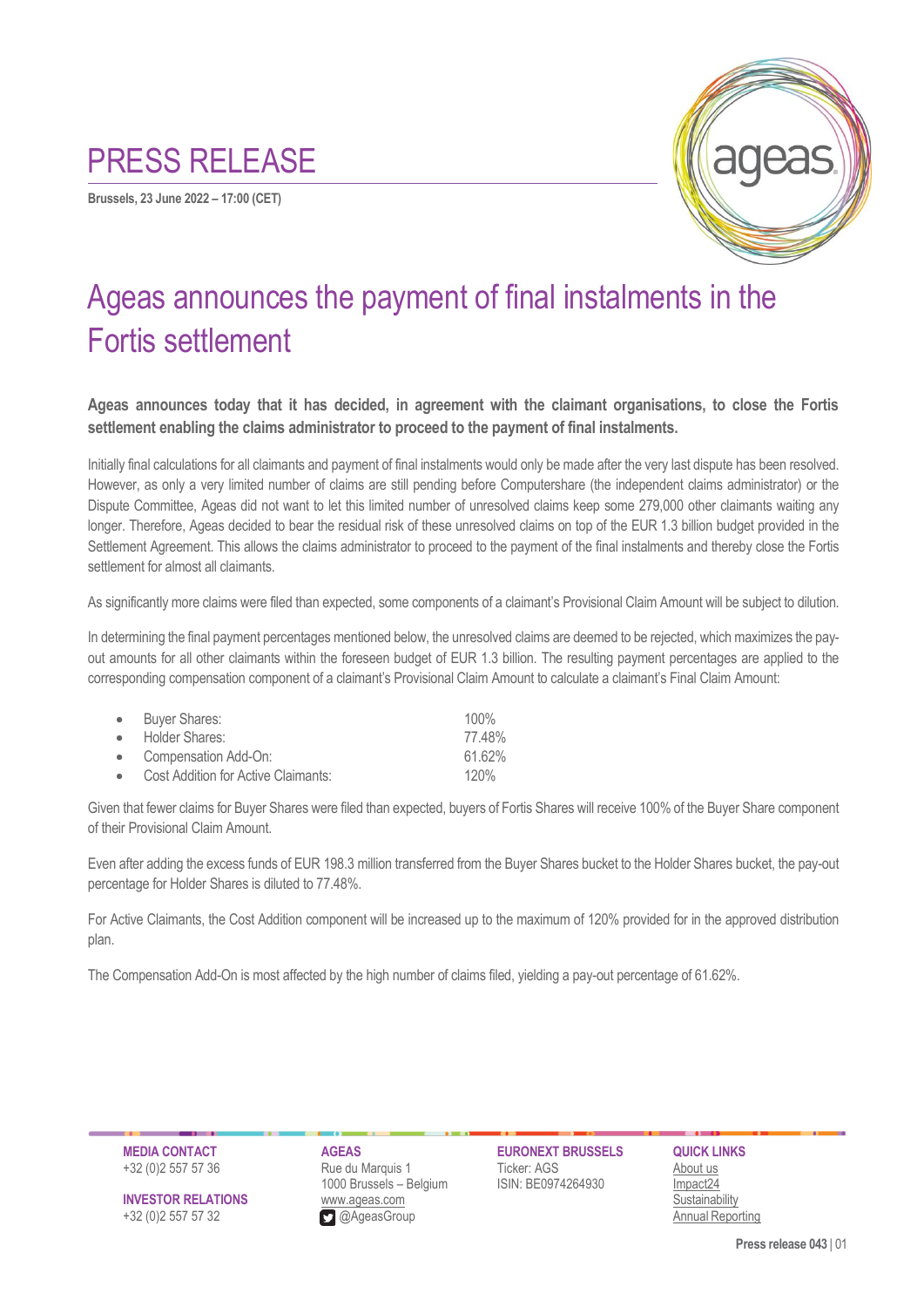# PRESS RELEASE

**Brussels, 23 June 2022 – 17:00 (CET)**

# Ageas announces the payment of final instalments in the Fortis settlement

**Ageas announces today that it has decided, in agreement with the claimant organisations, to close the Fortis settlement enabling the claims administrator to proceed to the payment of final instalments.**

Initially final calculations for all claimants and payment of final instalments would only be made after the very last dispute has been resolved. However, as only a very limited number of claims are still pending before Computershare (the independent claims administrator) or the Dispute Committee, Ageas did not want to let this limited number of unresolved claims keep some 279,000 other claimants waiting any longer. Therefore, Ageas decided to bear the residual risk of these unresolved claims on top of the EUR 1.3 billion budget provided in the Settlement Agreement. This allows the claims administrator to proceed to the payment of the final instalments and thereby close the Fortis settlement for almost all claimants.

As significantly more claims were filed than expected, some components of a claimant's Provisional Claim Amount will be subject to dilution.

In determining the final payment percentages mentioned below, the unresolved claims are deemed to be rejected, which maximizes the pay-out amounts for all other claimants within the foreseen budget of EUR 1.3 billion. The resulting payment percentages are applied to the corresponding compensation component of a claimant's Provisional Claim Amount to calculate a claimant's Final Claim Amount:

- Buyer Shares: 100%
- Holder Shares: 77.48%
- Compensation Add-On: 61.62%
- Cost Addition for Active Claimants: 120%

Given that fewer claims for Buyer Shares were filed than expected, buyers of Fortis Shares will receive 100% of the Buyer Share component of their Provisional Claim Amount.

Even after adding the excess funds of EUR 198.3 million transferred from the Buyer Shares bucket to the Holder Shares bucket, the pay-out percentage for Holder Shares is diluted to 77.48%.

For Active Claimants, the Cost Addition component will be increased up to the maximum of 120% provided for in the approved distribution plan.

The Compensation Add-On is most affected by the high number of claims filed, yielding a pay-out percentage of 61.62%.

**MEDIA CONTACT**
+32 (0)2 557 57 36

**INVESTOR RELATIONS**
+32 (0)2 557 57 32

**AGEAS**
Rue du Marquis 1
1000 Brussels – Belgium
www.ageas.com
@AgeasGroup

**EURONEXT BRUSSELS**
Ticker: AGS
ISIN: BE0974264930

**QUICK LINKS**
About us
Impact24
Sustainability
Annual Reporting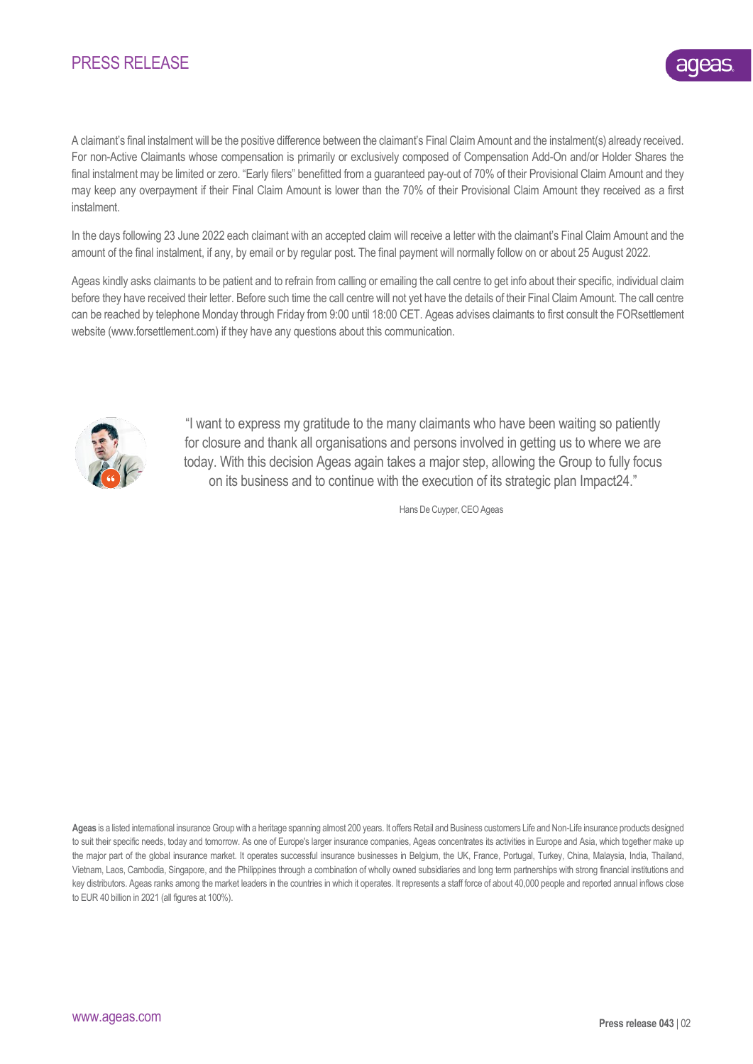A claimant's final instalment will be the positive difference between the claimant's Final Claim Amount and the instalment(s) already received. For non-Active Claimants whose compensation is primarily or exclusively composed of Compensation Add-On and/or Holder Shares the final instalment may be limited or zero. "Early filers" benefitted from a guaranteed pay-out of 70% of their Provisional Claim Amount and they may keep any overpayment if their Final Claim Amount is lower than the 70% of their Provisional Claim Amount they received as a first instalment.

In the days following 23 June 2022 each claimant with an accepted claim will receive a letter with the claimant's Final Claim Amount and the amount of the final instalment, if any, by email or by regular post. The final payment will normally follow on or about 25 August 2022.

Ageas kindly asks claimants to be patient and to refrain from calling or emailing the call centre to get info about their specific, individual claim before they have received their letter. Before such time the call centre will not yet have the details of their Final Claim Amount. The call centre can be reached by telephone Monday through Friday from 9:00 until 18:00 CET. Ageas advises claimants to first consult the FORsettlement website (www.forsettlement.com) if they have any questions about this communication.

"I want to express my gratitude to the many claimants who have been waiting so patiently for closure and thank all organisations and persons involved in getting us to where we are today. With this decision Ageas again takes a major step, allowing the Group to fully focus on its business and to continue with the execution of its strategic plan Impact24."

Hans De Cuyper, CEO Ageas

**Ageas** is a listed international insurance Group with a heritage spanning almost 200 years. It offers Retail and Business customers Life and Non-Life insurance products designed to suit their specific needs, today and tomorrow. As one of Europe's larger insurance companies, Ageas concentrates its activities in Europe and Asia, which together make up the major part of the global insurance market. It operates successful insurance businesses in Belgium, the UK, France, Portugal, Turkey, China, Malaysia, India, Thailand, Vietnam, Laos, Cambodia, Singapore, and the Philippines through a combination of wholly owned subsidiaries and long term partnerships with strong financial institutions and key distributors. Ageas ranks among the market leaders in the countries in which it operates. It represents a staff force of about 40,000 people and reported annual inflows close to EUR 40 billion in 2021 (all figures at 100%).